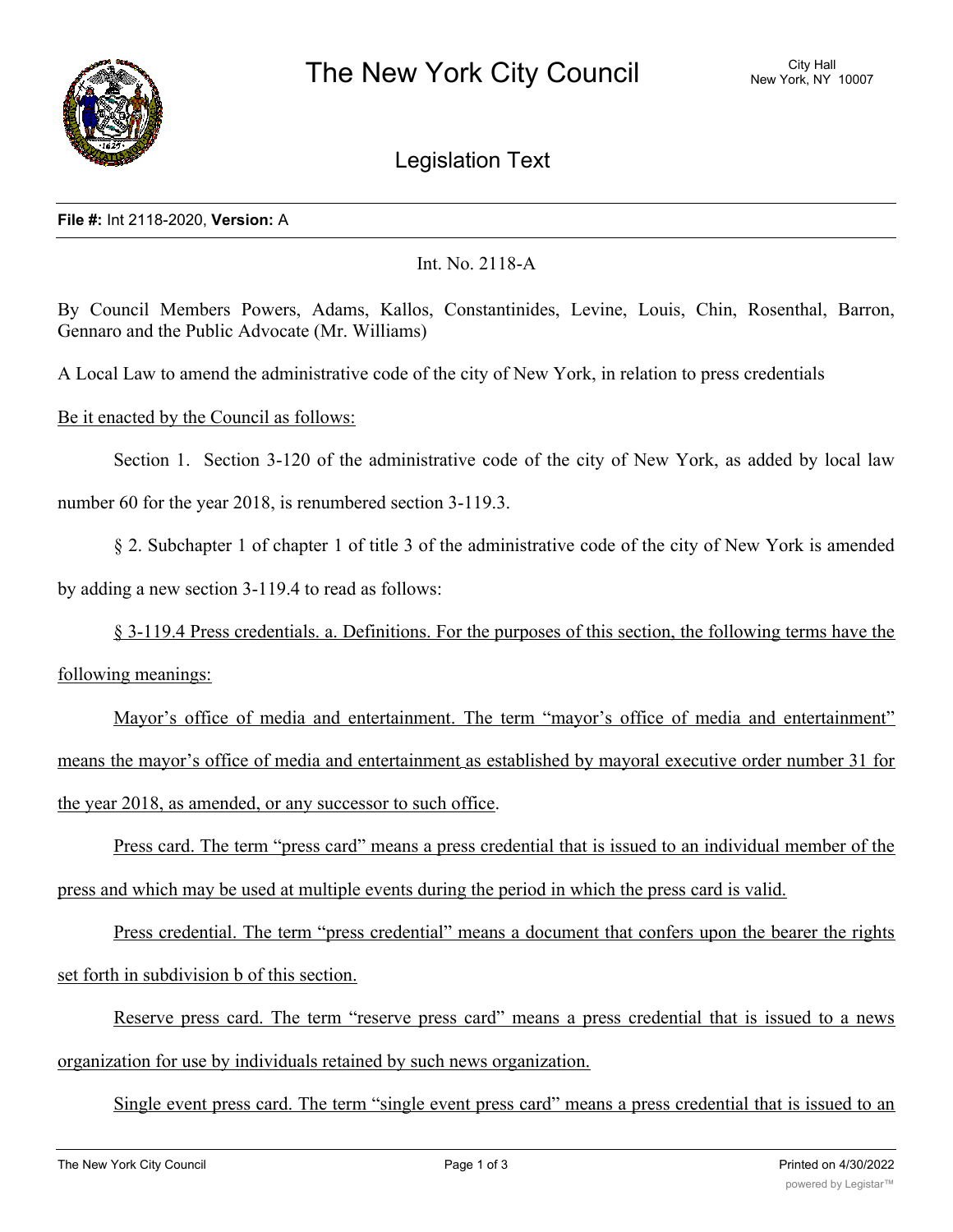# The New York City Council

City Hall
New York, NY 10007

## Legislation Text

**File #:** Int 2118-2020, **Version:** A

Int. No. 2118-A

By Council Members Powers, Adams, Kallos, Constantinides, Levine, Louis, Chin, Rosenthal, Barron, Gennaro and the Public Advocate (Mr. Williams)

A Local Law to amend the administrative code of the city of New York, in relation to press credentials

Be it enacted by the Council as follows:

Section 1. Section 3-120 of the administrative code of the city of New York, as added by local law number 60 for the year 2018, is renumbered section 3-119.3.

§ 2. Subchapter 1 of chapter 1 of title 3 of the administrative code of the city of New York is amended by adding a new section 3-119.4 to read as follows:

§ 3-119.4 Press credentials. a. Definitions. For the purposes of this section, the following terms have the following meanings:

Mayor's office of media and entertainment. The term "mayor's office of media and entertainment" means the mayor's office of media and entertainment as established by mayoral executive order number 31 for the year 2018, as amended, or any successor to such office.

Press card. The term "press card" means a press credential that is issued to an individual member of the press and which may be used at multiple events during the period in which the press card is valid.

Press credential. The term "press credential" means a document that confers upon the bearer the rights set forth in subdivision b of this section.

Reserve press card. The term "reserve press card" means a press credential that is issued to a news organization for use by individuals retained by such news organization.

Single event press card. The term "single event press card" means a press credential that is issued to an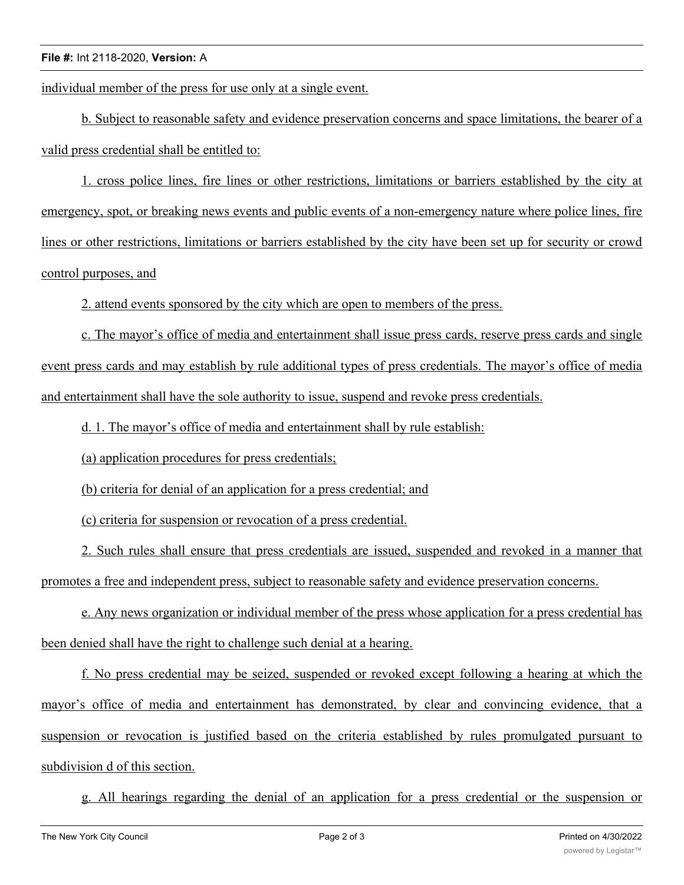individual member of the press for use only at a single event.

b. Subject to reasonable safety and evidence preservation concerns and space limitations, the bearer of a valid press credential shall be entitled to:

1. cross police lines, fire lines or other restrictions, limitations or barriers established by the city at emergency, spot, or breaking news events and public events of a non-emergency nature where police lines, fire lines or other restrictions, limitations or barriers established by the city have been set up for security or crowd control purposes, and

2. attend events sponsored by the city which are open to members of the press.

c. The mayor's office of media and entertainment shall issue press cards, reserve press cards and single event press cards and may establish by rule additional types of press credentials. The mayor's office of media and entertainment shall have the sole authority to issue, suspend and revoke press credentials.

d. 1. The mayor's office of media and entertainment shall by rule establish:

(a) application procedures for press credentials;

(b) criteria for denial of an application for a press credential; and

(c) criteria for suspension or revocation of a press credential.

2. Such rules shall ensure that press credentials are issued, suspended and revoked in a manner that promotes a free and independent press, subject to reasonable safety and evidence preservation concerns.

e. Any news organization or individual member of the press whose application for a press credential has been denied shall have the right to challenge such denial at a hearing.

f. No press credential may be seized, suspended or revoked except following a hearing at which the mayor's office of media and entertainment has demonstrated, by clear and convincing evidence, that a suspension or revocation is justified based on the criteria established by rules promulgated pursuant to subdivision d of this section.

g. All hearings regarding the denial of an application for a press credential or the suspension or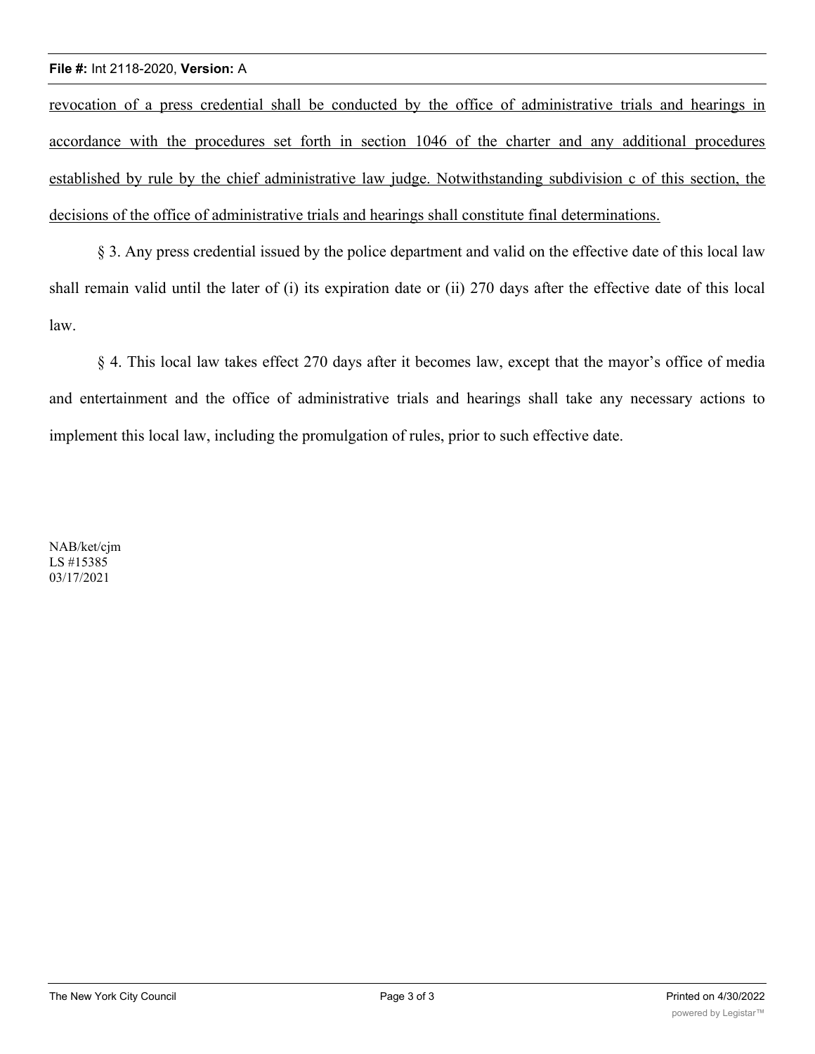revocation of a press credential shall be conducted by the office of administrative trials and hearings in accordance with the procedures set forth in section 1046 of the charter and any additional procedures established by rule by the chief administrative law judge. Notwithstanding subdivision c of this section, the decisions of the office of administrative trials and hearings shall constitute final determinations.

§ 3. Any press credential issued by the police department and valid on the effective date of this local law shall remain valid until the later of (i) its expiration date or (ii) 270 days after the effective date of this local law.

§ 4. This local law takes effect 270 days after it becomes law, except that the mayor's office of media and entertainment and the office of administrative trials and hearings shall take any necessary actions to implement this local law, including the promulgation of rules, prior to such effective date.

NAB/ket/cjm
LS #15385
03/17/2021